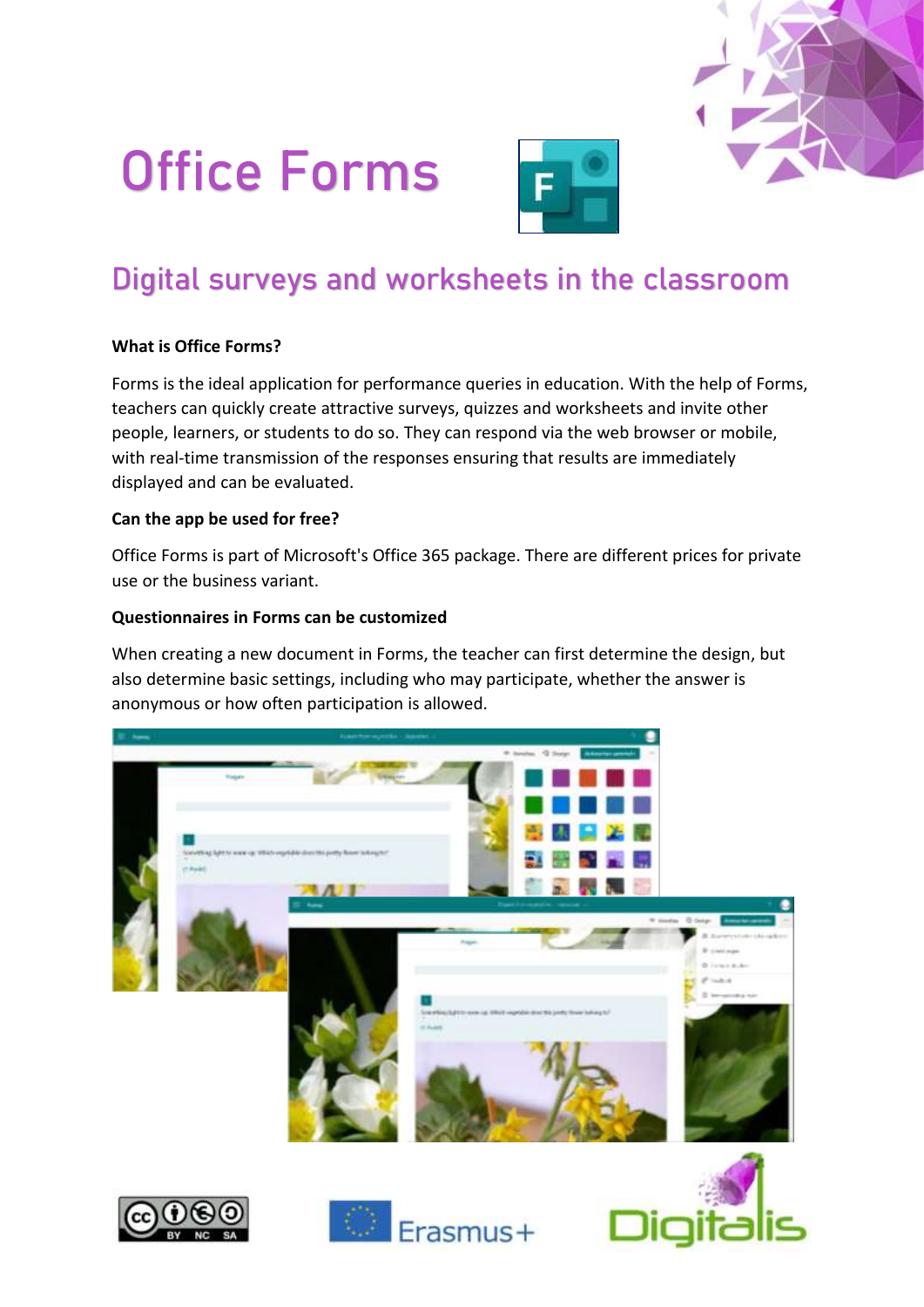# Office Forms

## Digital surveys and worksheets in the classroom

**What is Office Forms?**

Forms is the ideal application for performance queries in education. With the help of Forms, teachers can quickly create attractive surveys, quizzes and worksheets and invite other people, learners, or students to do so. They can respond via the web browser or mobile, with real-time transmission of the responses ensuring that results are immediately displayed and can be evaluated.

**Can the app be used for free?**

Office Forms is part of Microsoft's Office 365 package. There are different prices for private use or the business variant.

**Questionnaires in Forms can be customized**

When creating a new document in Forms, the teacher can first determine the design, but also determine basic settings, including who may participate, whether the answer is anonymous or how often participation is allowed.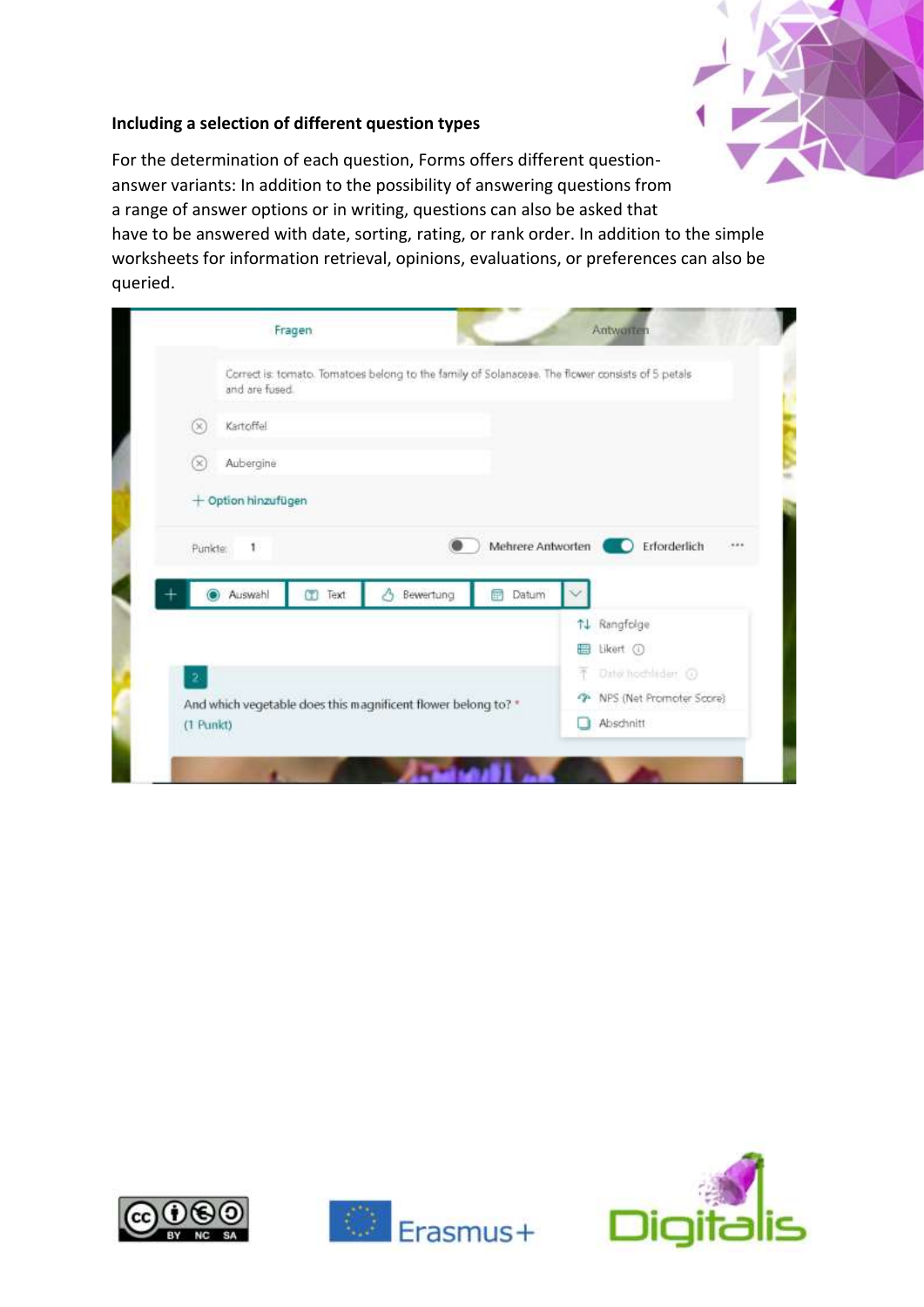**Including a selection of different question types**

For the determination of each question, Forms offers different question-answer variants: In addition to the possibility of answering questions from a range of answer options or in writing, questions can also be asked that have to be answered with date, sorting, rating, or rank order. In addition to the simple worksheets for information retrieval, opinions, evaluations, or preferences can also be queried.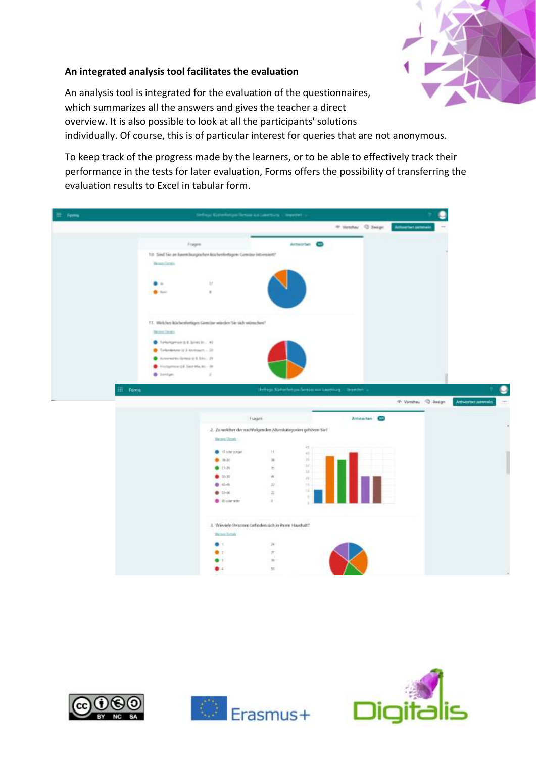**An integrated analysis tool facilitates the evaluation**

An analysis tool is integrated for the evaluation of the questionnaires, which summarizes all the answers and gives the teacher a direct overview. It is also possible to look at all the participants' solutions individually. Of course, this is of particular interest for queries that are not anonymous.

To keep track of the progress made by the learners, or to be able to effectively track their performance in the tests for later evaluation, Forms offers the possibility of transferring the evaluation results to Excel in tabular form.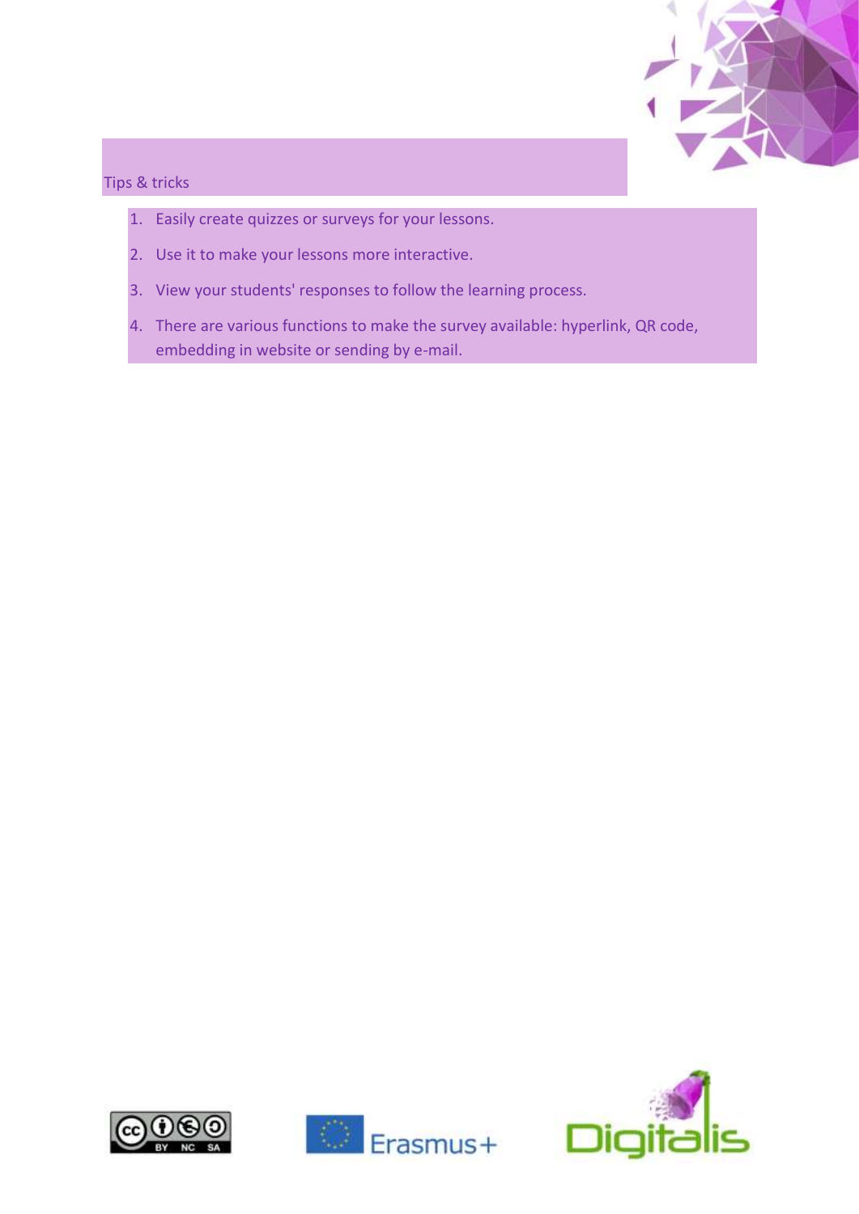## Tips & tricks

1. Easily create quizzes or surveys for your lessons.
2. Use it to make your lessons more interactive.
3. View your students' responses to follow the learning process.
4. There are various functions to make the survey available: hyperlink, QR code, embedding in website or sending by e-mail.